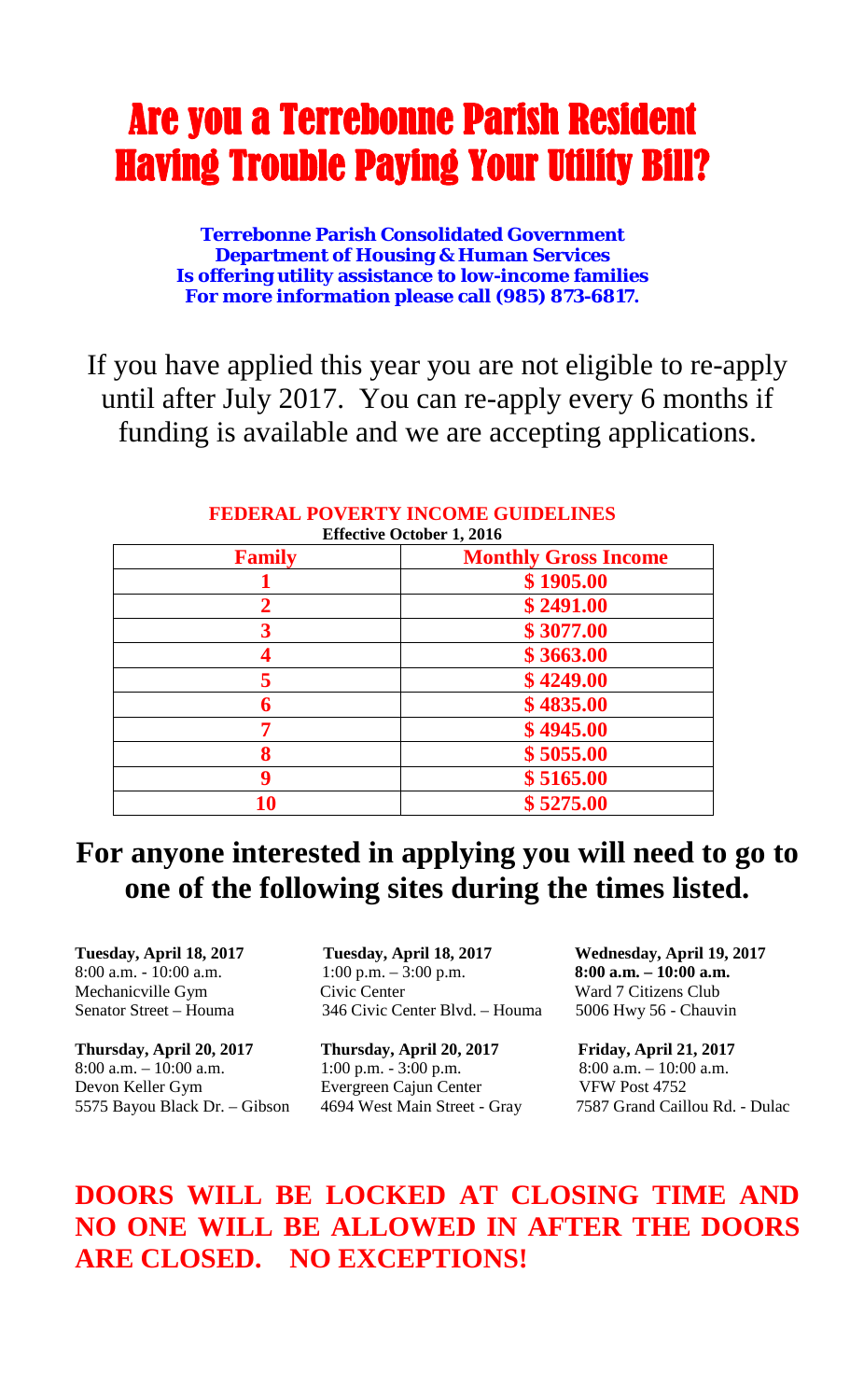# Are you a Terrebonne Parish Resident Having Trouble Paying Your Utility Bill?

**Terrebonne Parish Consolidated Government**
**Department of Housing & Human Services**
**Is offering utility assistance to low-income families**
**For more information please call (985) 873-6817.**

If you have applied this year you are not eligible to re-apply until after July 2017. You can re-apply every 6 months if funding is available and we are accepting applications.

**FEDERAL POVERTY INCOME GUIDELINES**
**Effective October 1, 2016**

| Family | Monthly Gross Income |
|---|---|
| 1 | $ 1905.00 |
| 2 | $ 2491.00 |
| 3 | $ 3077.00 |
| 4 | $ 3663.00 |
| 5 | $ 4249.00 |
| 6 | $ 4835.00 |
| 7 | $ 4945.00 |
| 8 | $ 5055.00 |
| 9 | $ 5165.00 |
| 10 | $ 5275.00 |

## For anyone interested in applying you will need to go to one of the following sites during the times listed.

**Tuesday, April 18, 2017**
8:00 a.m. - 10:00 a.m.
Mechanicville Gym
Senator Street – Houma

**Tuesday, April 18, 2017**
1:00 p.m. – 3:00 p.m.
Civic Center
346 Civic Center Blvd. – Houma

**Wednesday, April 19, 2017**
**8:00 a.m. – 10:00 a.m.**
Ward 7 Citizens Club
5006 Hwy 56 - Chauvin

**Thursday, April 20, 2017**
8:00 a.m. – 10:00 a.m.
Devon Keller Gym
5575 Bayou Black Dr. – Gibson

**Thursday, April 20, 2017**
1:00 p.m. - 3:00 p.m.
Evergreen Cajun Center
4694 West Main Street - Gray

**Friday, April 21, 2017**
8:00 a.m. – 10:00 a.m.
VFW Post 4752
7587 Grand Caillou Rd. - Dulac

**DOORS WILL BE LOCKED AT CLOSING TIME AND NO ONE WILL BE ALLOWED IN AFTER THE DOORS ARE CLOSED. NO EXCEPTIONS!**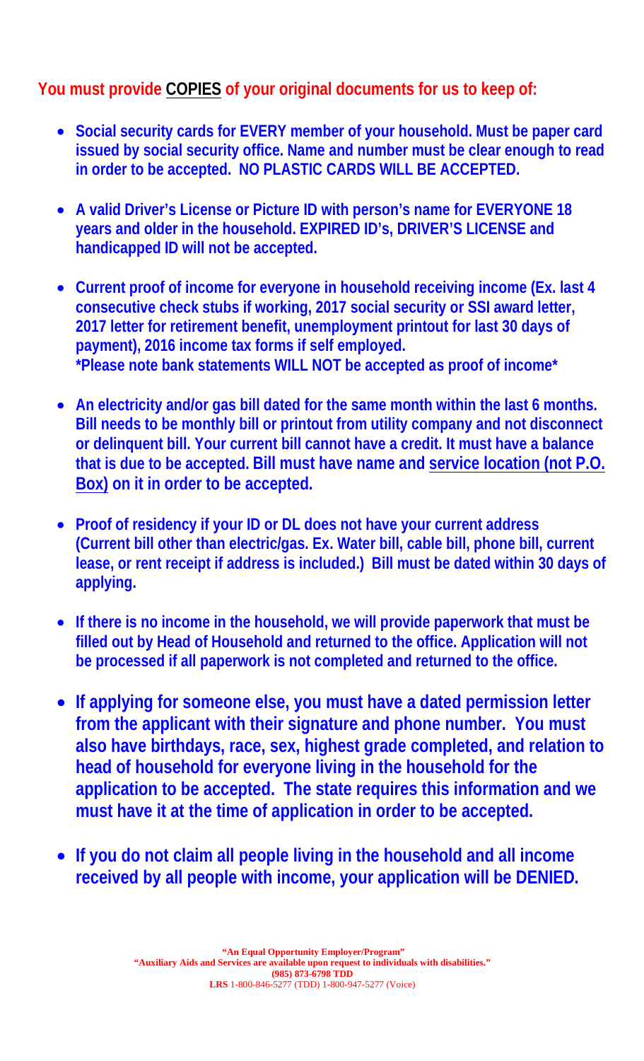**You must provide COPIES of your original documents for us to keep of:**

- **Social security cards for EVERY member of your household. Must be paper card issued by social security office. Name and number must be clear enough to read in order to be accepted. NO PLASTIC CARDS WILL BE ACCEPTED.**

- **A valid Driver's License or Picture ID with person's name for EVERYONE 18 years and older in the household. EXPIRED ID's, DRIVER'S LICENSE and handicapped ID will not be accepted.**

- **Current proof of income for everyone in household receiving income (Ex. last 4 consecutive check stubs if working, 2017 social security or SSI award letter, 2017 letter for retirement benefit, unemployment printout for last 30 days of payment), 2016 income tax forms if self employed.**
  **\*Please note bank statements WILL NOT be accepted as proof of income\***

- **An electricity and/or gas bill dated for the same month within the last 6 months. Bill needs to be monthly bill or printout from utility company and not disconnect or delinquent bill. Your current bill cannot have a credit. It must have a balance that is due to be accepted. Bill must have name and service location (not P.O. Box) on it in order to be accepted.**

- **Proof of residency if your ID or DL does not have your current address (Current bill other than electric/gas. Ex. Water bill, cable bill, phone bill, current lease, or rent receipt if address is included.) Bill must be dated within 30 days of applying.**

- **If there is no income in the household, we will provide paperwork that must be filled out by Head of Household and returned to the office. Application will not be processed if all paperwork is not completed and returned to the office.**

- **If applying for someone else, you must have a dated permission letter from the applicant with their signature and phone number. You must also have birthdays, race, sex, highest grade completed, and relation to head of household for everyone living in the household for the application to be accepted. The state requires this information and we must have it at the time of application in order to be accepted.**

- **If you do not claim all people living in the household and all income received by all people with income, your application will be DENIED.**

**"An Equal Opportunity Employer/Program"**
**"Auxiliary Aids and Services are available upon request to individuals with disabilities."**
**(985) 873-6798 TDD**
**LRS** 1-800-846-5277 (TDD) 1-800-947-5277 (Voice)